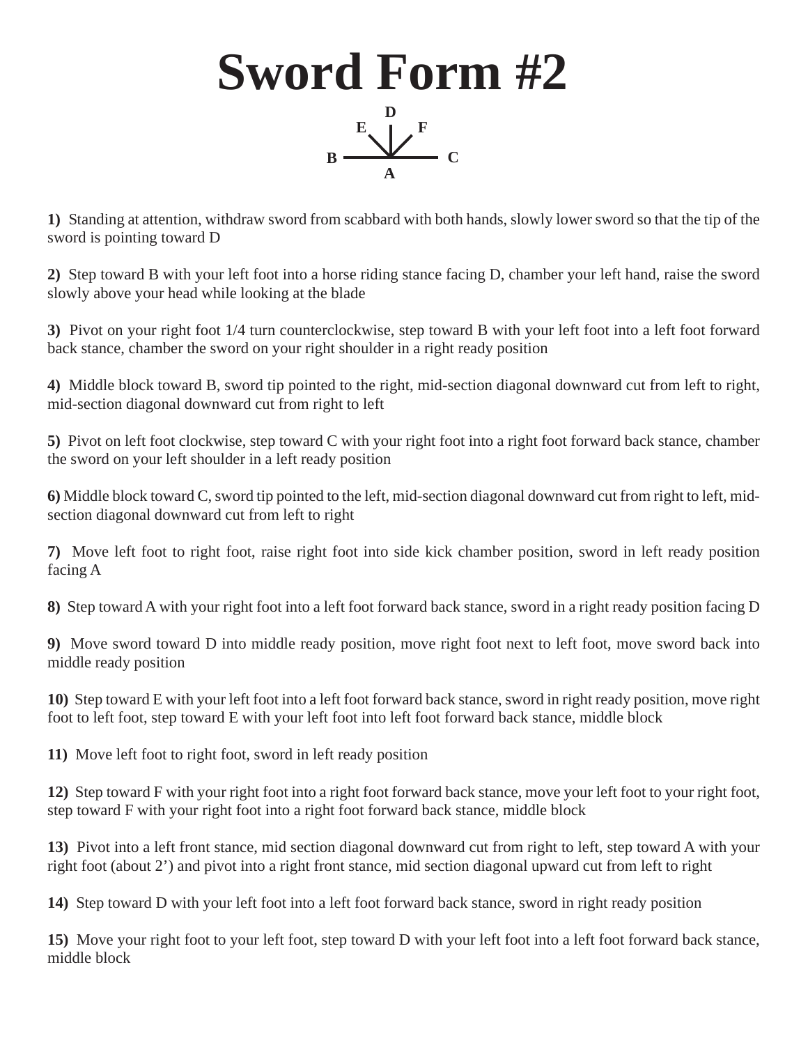# Sword Form #2

D
E F
B C
A

**1)** Standing at attention, withdraw sword from scabbard with both hands, slowly lower sword so that the tip of the sword is pointing toward D

**2)** Step toward B with your left foot into a horse riding stance facing D, chamber your left hand, raise the sword slowly above your head while looking at the blade

**3)** Pivot on your right foot 1/4 turn counterclockwise, step toward B with your left foot into a left foot forward back stance, chamber the sword on your right shoulder in a right ready position

**4)** Middle block toward B, sword tip pointed to the right, mid-section diagonal downward cut from left to right, mid-section diagonal downward cut from right to left

**5)** Pivot on left foot clockwise, step toward C with your right foot into a right foot forward back stance, chamber the sword on your left shoulder in a left ready position

**6)** Middle block toward C, sword tip pointed to the left, mid-section diagonal downward cut from right to left, mid-section diagonal downward cut from left to right

**7)** Move left foot to right foot, raise right foot into side kick chamber position, sword in left ready position facing A

**8)** Step toward A with your right foot into a left foot forward back stance, sword in a right ready position facing D

**9)** Move sword toward D into middle ready position, move right foot next to left foot, move sword back into middle ready position

**10)** Step toward E with your left foot into a left foot forward back stance, sword in right ready position, move right foot to left foot, step toward E with your left foot into left foot forward back stance, middle block

**11)** Move left foot to right foot, sword in left ready position

**12)** Step toward F with your right foot into a right foot forward back stance, move your left foot to your right foot, step toward F with your right foot into a right foot forward back stance, middle block

**13)** Pivot into a left front stance, mid section diagonal downward cut from right to left, step toward A with your right foot (about 2') and pivot into a right front stance, mid section diagonal upward cut from left to right

**14)** Step toward D with your left foot into a left foot forward back stance, sword in right ready position

**15)** Move your right foot to your left foot, step toward D with your left foot into a left foot forward back stance, middle block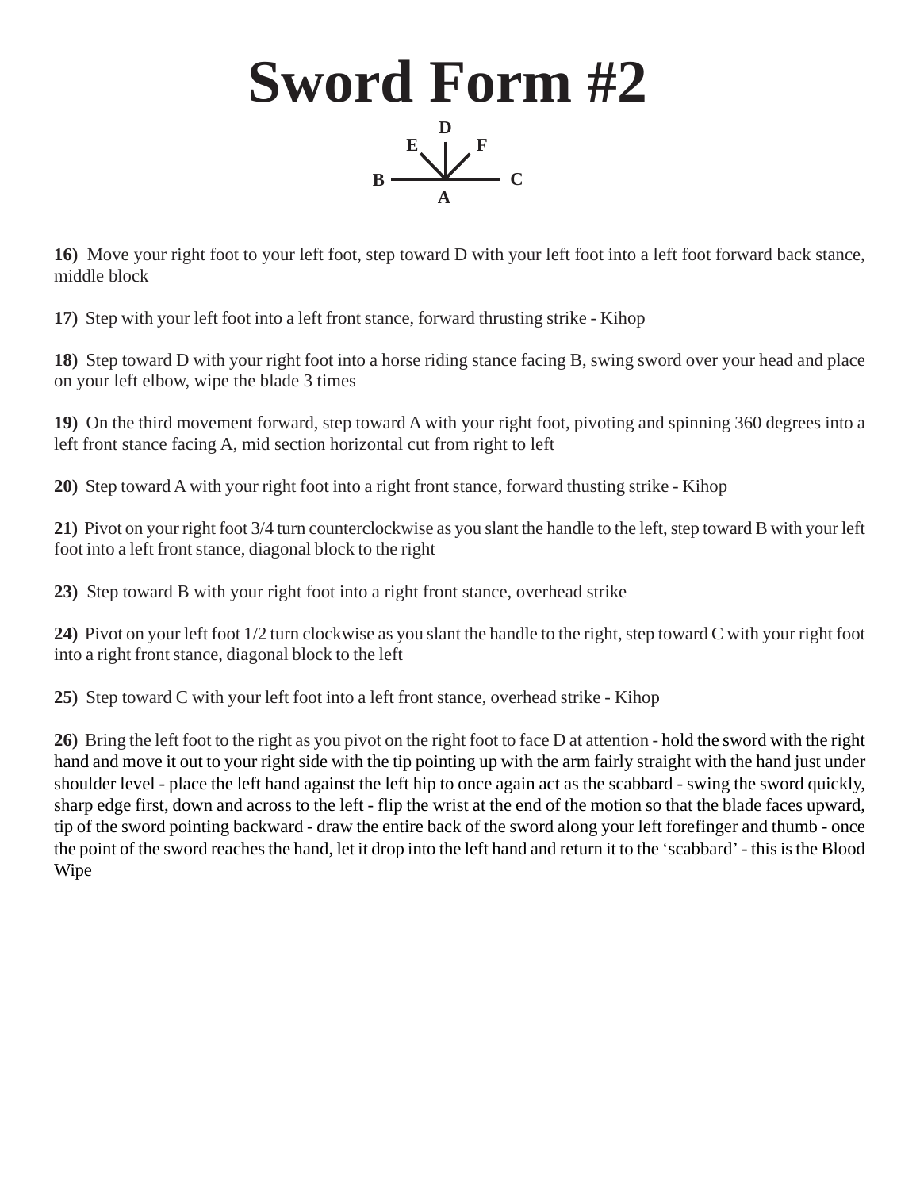# Sword Form #2

D
E F
B C
A

**16)** Move your right foot to your left foot, step toward D with your left foot into a left foot forward back stance, middle block

**17)** Step with your left foot into a left front stance, forward thrusting strike - Kihop

**18)** Step toward D with your right foot into a horse riding stance facing B, swing sword over your head and place on your left elbow, wipe the blade 3 times

**19)** On the third movement forward, step toward A with your right foot, pivoting and spinning 360 degrees into a left front stance facing A, mid section horizontal cut from right to left

**20)** Step toward A with your right foot into a right front stance, forward thusting strike - Kihop

**21)** Pivot on your right foot 3/4 turn counterclockwise as you slant the handle to the left, step toward B with your left foot into a left front stance, diagonal block to the right

**23)** Step toward B with your right foot into a right front stance, overhead strike

**24)** Pivot on your left foot 1/2 turn clockwise as you slant the handle to the right, step toward C with your right foot into a right front stance, diagonal block to the left

**25)** Step toward C with your left foot into a left front stance, overhead strike - Kihop

**26)** Bring the left foot to the right as you pivot on the right foot to face D at attention - hold the sword with the right hand and move it out to your right side with the tip pointing up with the arm fairly straight with the hand just under shoulder level - place the left hand against the left hip to once again act as the scabbard - swing the sword quickly, sharp edge first, down and across to the left - flip the wrist at the end of the motion so that the blade faces upward, tip of the sword pointing backward - draw the entire back of the sword along your left forefinger and thumb - once the point of the sword reaches the hand, let it drop into the left hand and return it to the 'scabbard' - this is the Blood Wipe